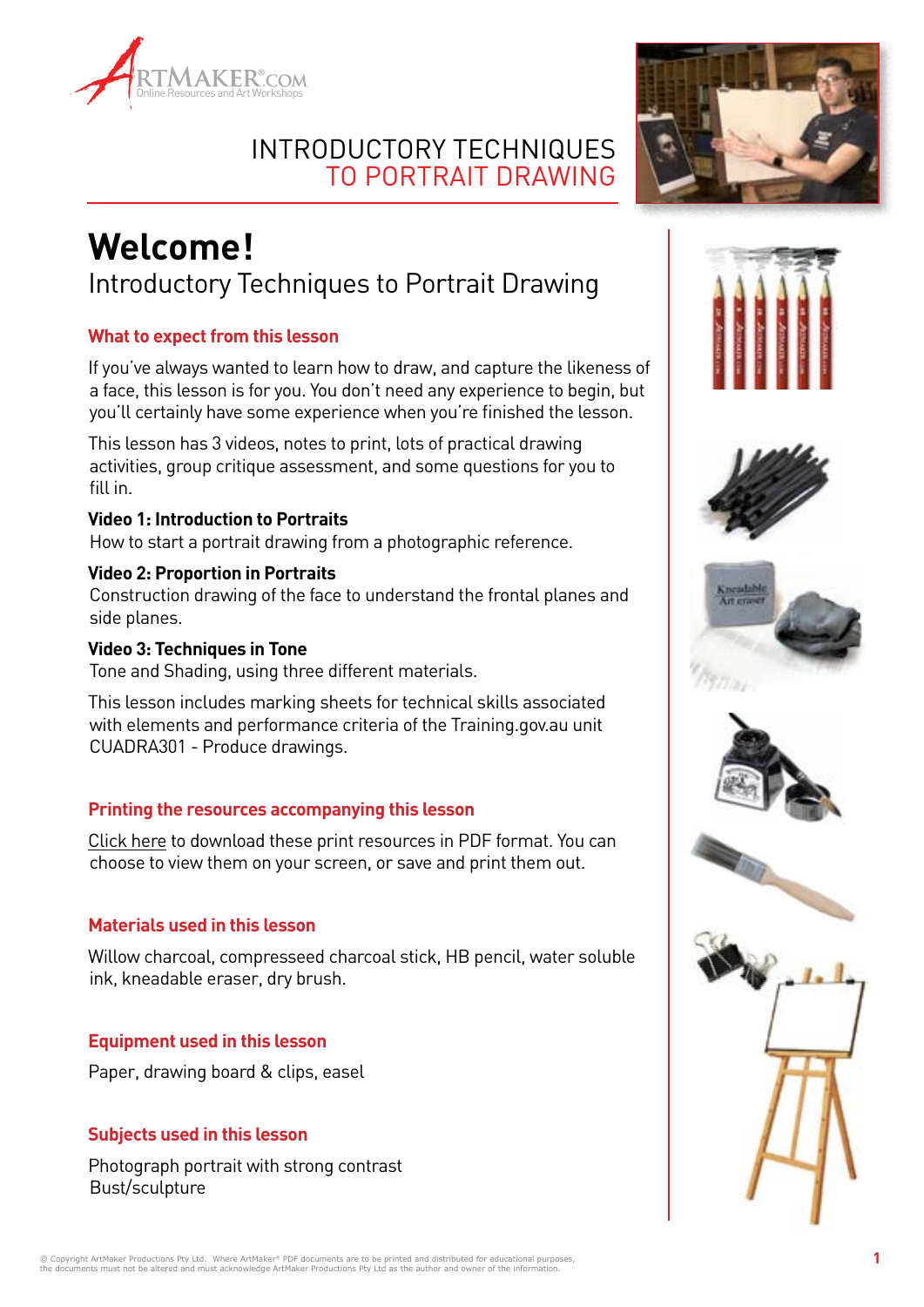# INTRODUCTORY TECHNIQUES TO PORTRAIT DRAWING

## Welcome!

Introductory Techniques to Portrait Drawing

### What to expect from this lesson

If you've always wanted to learn how to draw, and capture the likeness of a face, this lesson is for you. You don't need any experience to begin, but you'll certainly have some experience when you're finished the lesson.

This lesson has 3 videos, notes to print, lots of practical drawing activities, group critique assessment, and some questions for you to fill in.

**Video 1: Introduction to Portraits**
How to start a portrait drawing from a photographic reference.

**Video 2: Proportion in Portraits**
Construction drawing of the face to understand the frontal planes and side planes.

**Video 3: Techniques in Tone**
Tone and Shading, using three different materials.

This lesson includes marking sheets for technical skills associated with elements and performance criteria of the Training.gov.au unit CUADRA301 - Produce drawings.

### Printing the resources accompanying this lesson

Click here to download these print resources in PDF format. You can choose to view them on your screen, or save and print them out.

### Materials used in this lesson

Willow charcoal, compresseed charcoal stick, HB pencil, water soluble ink, kneadable eraser, dry brush.

### Equipment used in this lesson

Paper, drawing board & clips, easel

### Subjects used in this lesson

Photograph portrait with strong contrast
Bust/sculpture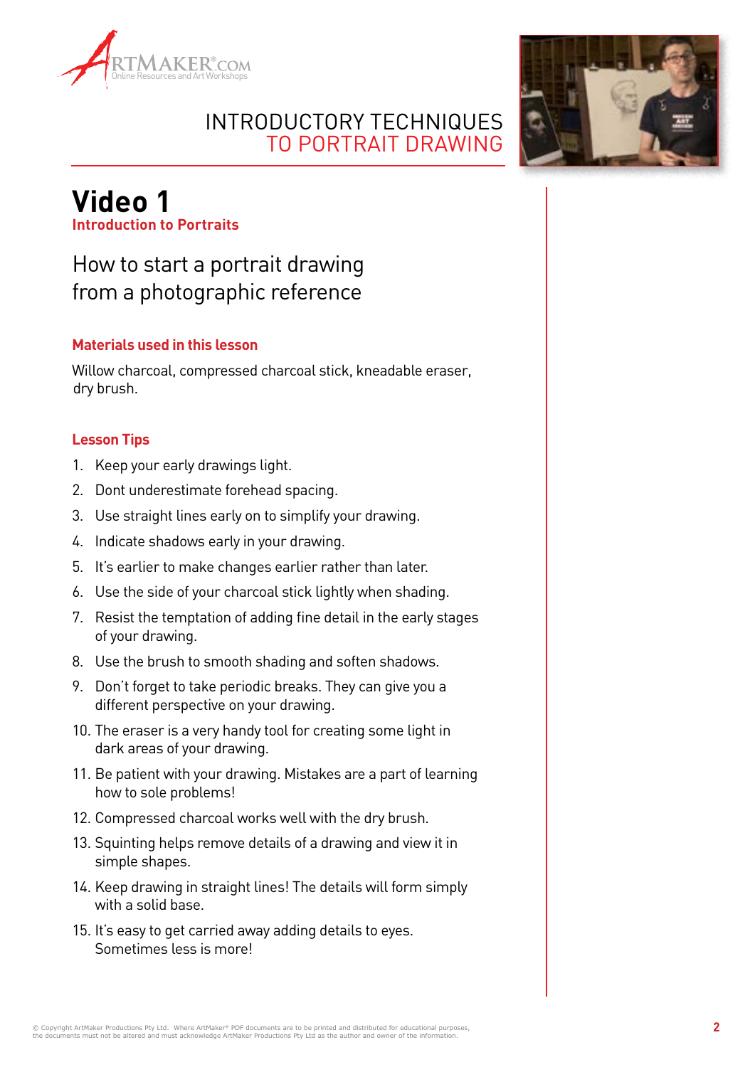# INTRODUCTORY TECHNIQUES TO PORTRAIT DRAWING

## Video 1

**Introduction to Portraits**

### How to start a portrait drawing from a photographic reference

**Materials used in this lesson**

Willow charcoal, compressed charcoal stick, kneadable eraser, dry brush.

**Lesson Tips**

1. Keep your early drawings light.
2. Dont underestimate forehead spacing.
3. Use straight lines early on to simplify your drawing.
4. Indicate shadows early in your drawing.
5. It's earlier to make changes earlier rather than later.
6. Use the side of your charcoal stick lightly when shading.
7. Resist the temptation of adding fine detail in the early stages of your drawing.
8. Use the brush to smooth shading and soften shadows.
9. Don't forget to take periodic breaks. They can give you a different perspective on your drawing.
10. The eraser is a very handy tool for creating some light in dark areas of your drawing.
11. Be patient with your drawing. Mistakes are a part of learning how to sole problems!
12. Compressed charcoal works well with the dry brush.
13. Squinting helps remove details of a drawing and view it in simple shapes.
14. Keep drawing in straight lines! The details will form simply with a solid base.
15. It's easy to get carried away adding details to eyes. Sometimes less is more!

© Copyright ArtMaker Productions Pty Ltd. Where ArtMaker® PDF documents are to be printed and distributed for educational purposes, the documents must not be altered and must acknowledge ArtMaker Productions Pty Ltd as the author and owner of the information.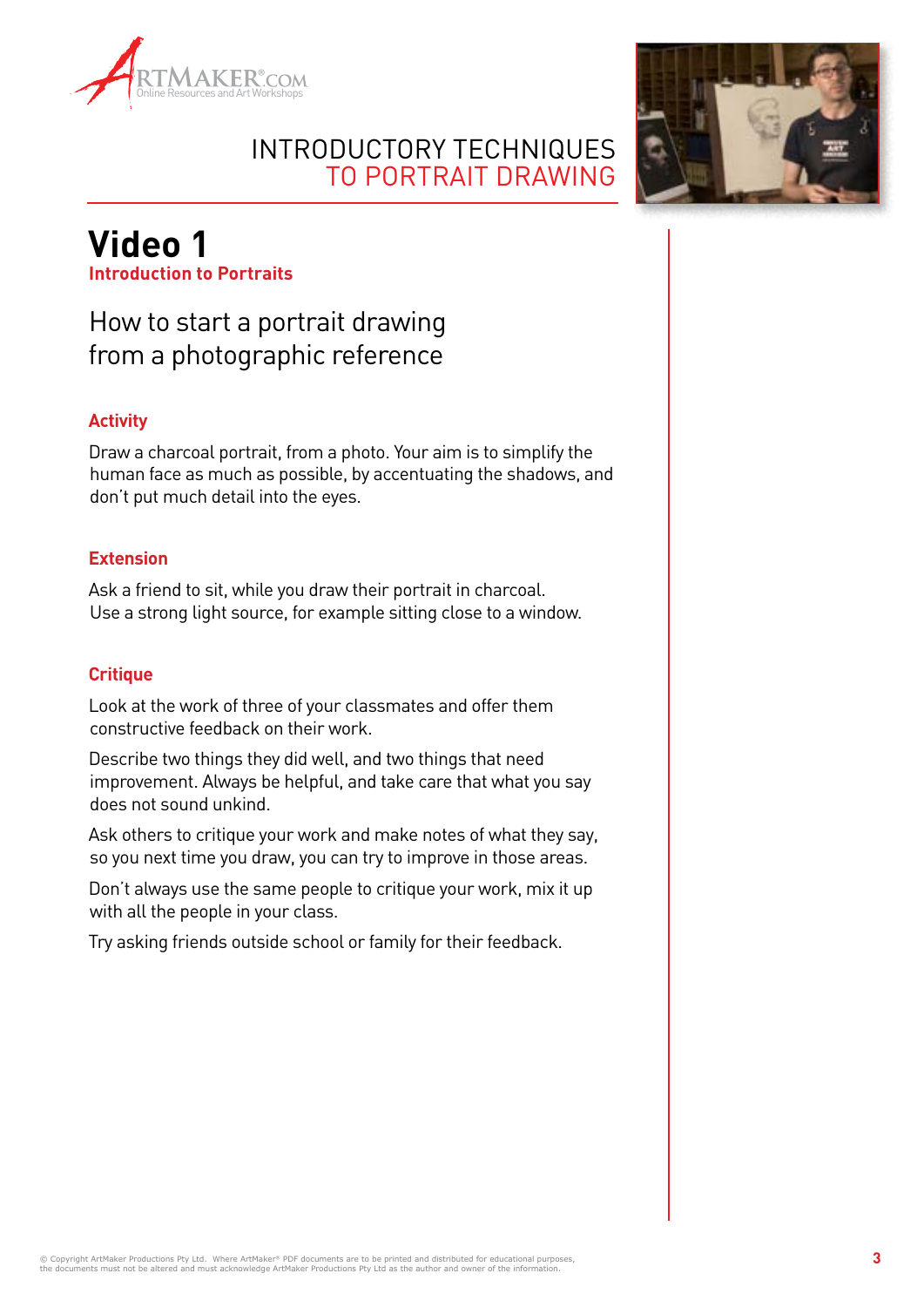# INTRODUCTORY TECHNIQUES TO PORTRAIT DRAWING

## Video 1

**Introduction to Portraits**

### How to start a portrait drawing from a photographic reference

**Activity**

Draw a charcoal portrait, from a photo. Your aim is to simplify the human face as much as possible, by accentuating the shadows, and don't put much detail into the eyes.

**Extension**

Ask a friend to sit, while you draw their portrait in charcoal. Use a strong light source, for example sitting close to a window.

**Critique**

Look at the work of three of your classmates and offer them constructive feedback on their work.

Describe two things they did well, and two things that need improvement. Always be helpful, and take care that what you say does not sound unkind.

Ask others to critique your work and make notes of what they say, so you next time you draw, you can try to improve in those areas.

Don't always use the same people to critique your work, mix it up with all the people in your class.

Try asking friends outside school or family for their feedback.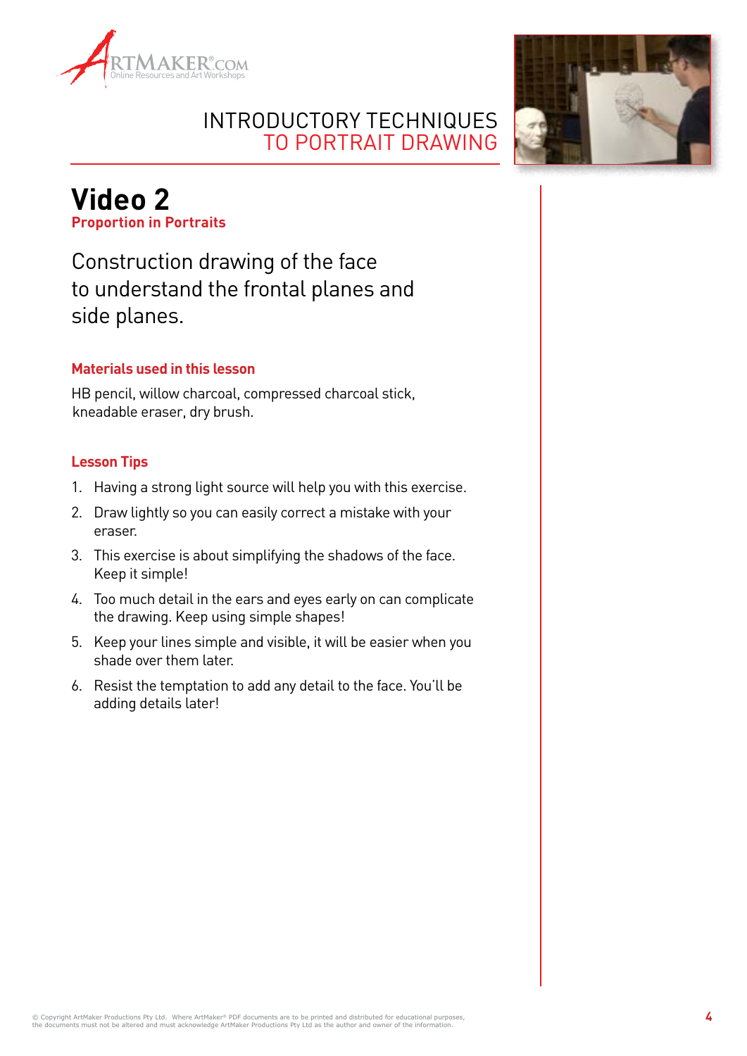# Video 2

## Proportion in Portraits

Construction drawing of the face to understand the frontal planes and side planes.

### Materials used in this lesson

HB pencil, willow charcoal, compressed charcoal stick, kneadable eraser, dry brush.

### Lesson Tips

1. Having a strong light source will help you with this exercise.
2. Draw lightly so you can easily correct a mistake with your eraser.
3. This exercise is about simplifying the shadows of the face. Keep it simple!
4. Too much detail in the ears and eyes early on can complicate the drawing. Keep using simple shapes!
5. Keep your lines simple and visible, it will be easier when you shade over them later.
6. Resist the temptation to add any detail to the face. You'll be adding details later!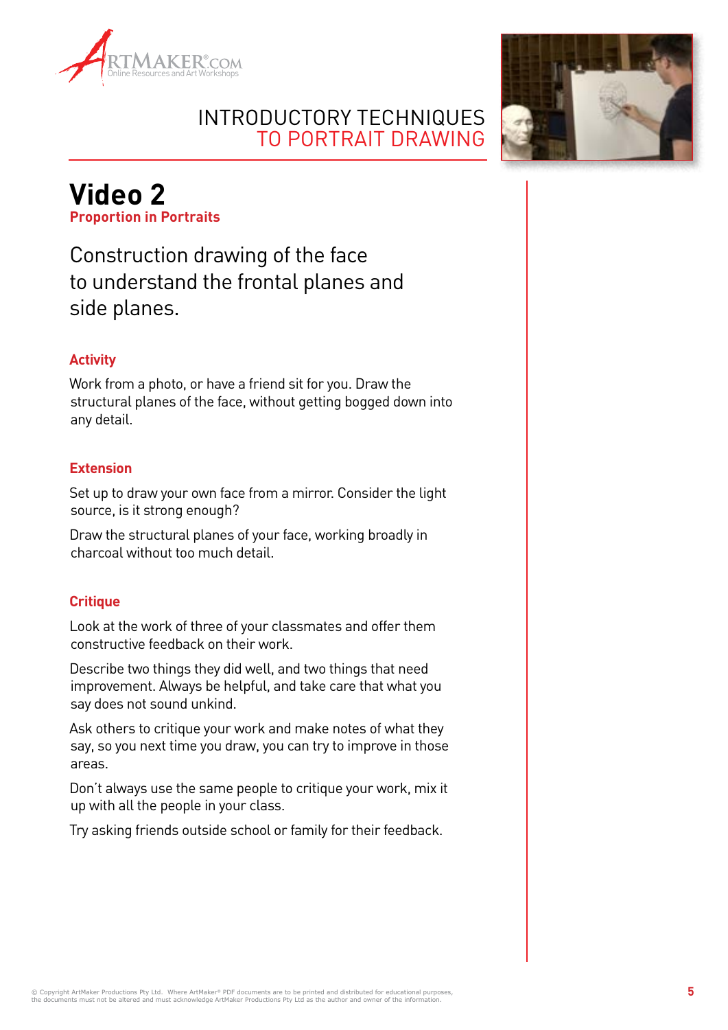# Video 2

**Proportion in Portraits**

Construction drawing of the face to understand the frontal planes and side planes.

### Activity

Work from a photo, or have a friend sit for you. Draw the structural planes of the face, without getting bogged down into any detail.

### Extension

Set up to draw your own face from a mirror. Consider the light source, is it strong enough?

Draw the structural planes of your face, working broadly in charcoal without too much detail.

### Critique

Look at the work of three of your classmates and offer them constructive feedback on their work.

Describe two things they did well, and two things that need improvement. Always be helpful, and take care that what you say does not sound unkind.

Ask others to critique your work and make notes of what they say, so you next time you draw, you can try to improve in those areas.

Don't always use the same people to critique your work, mix it up with all the people in your class.

Try asking friends outside school or family for their feedback.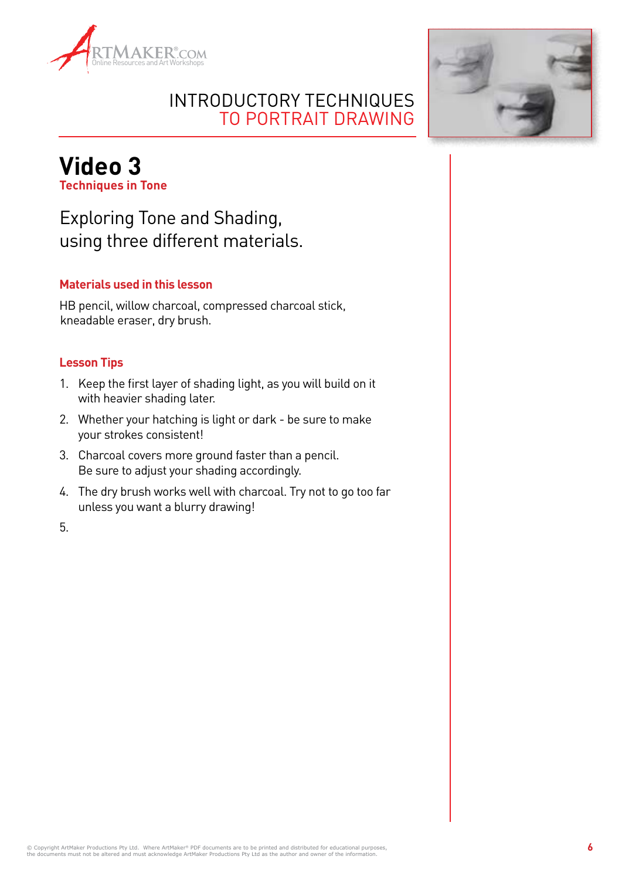# Video 3

**Techniques in Tone**

## Exploring Tone and Shading, using three different materials.

### Materials used in this lesson

HB pencil, willow charcoal, compressed charcoal stick, kneadable eraser, dry brush.

### Lesson Tips

1. Keep the first layer of shading light, as you will build on it with heavier shading later.
2. Whether your hatching is light or dark - be sure to make your strokes consistent!
3. Charcoal covers more ground faster than a pencil. Be sure to adjust your shading accordingly.
4. The dry brush works well with charcoal. Try not to go too far unless you want a blurry drawing!
5.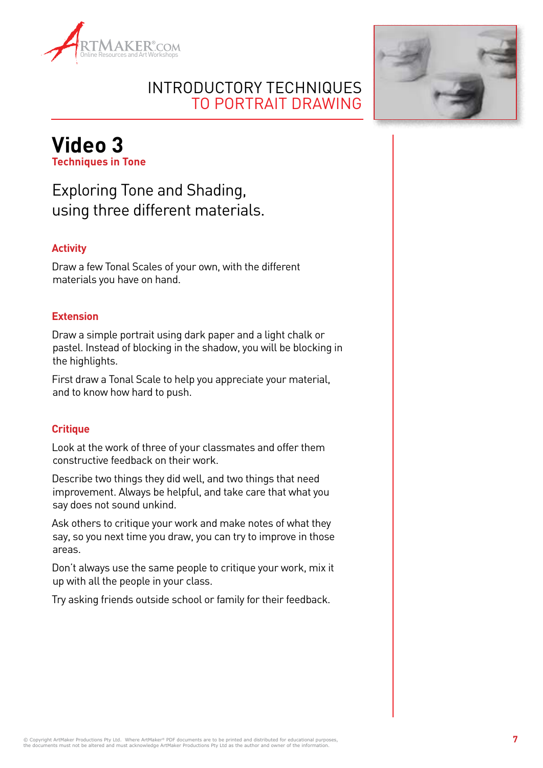# Video 3

**Techniques in Tone**

## Exploring Tone and Shading, using three different materials.

### Activity

Draw a few Tonal Scales of your own, with the different materials you have on hand.

### Extension

Draw a simple portrait using dark paper and a light chalk or pastel. Instead of blocking in the shadow, you will be blocking in the highlights.

First draw a Tonal Scale to help you appreciate your material, and to know how hard to push.

### Critique

Look at the work of three of your classmates and offer them constructive feedback on their work.

Describe two things they did well, and two things that need improvement. Always be helpful, and take care that what you say does not sound unkind.

Ask others to critique your work and make notes of what they say, so you next time you draw, you can try to improve in those areas.

Don't always use the same people to critique your work, mix it up with all the people in your class.

Try asking friends outside school or family for their feedback.